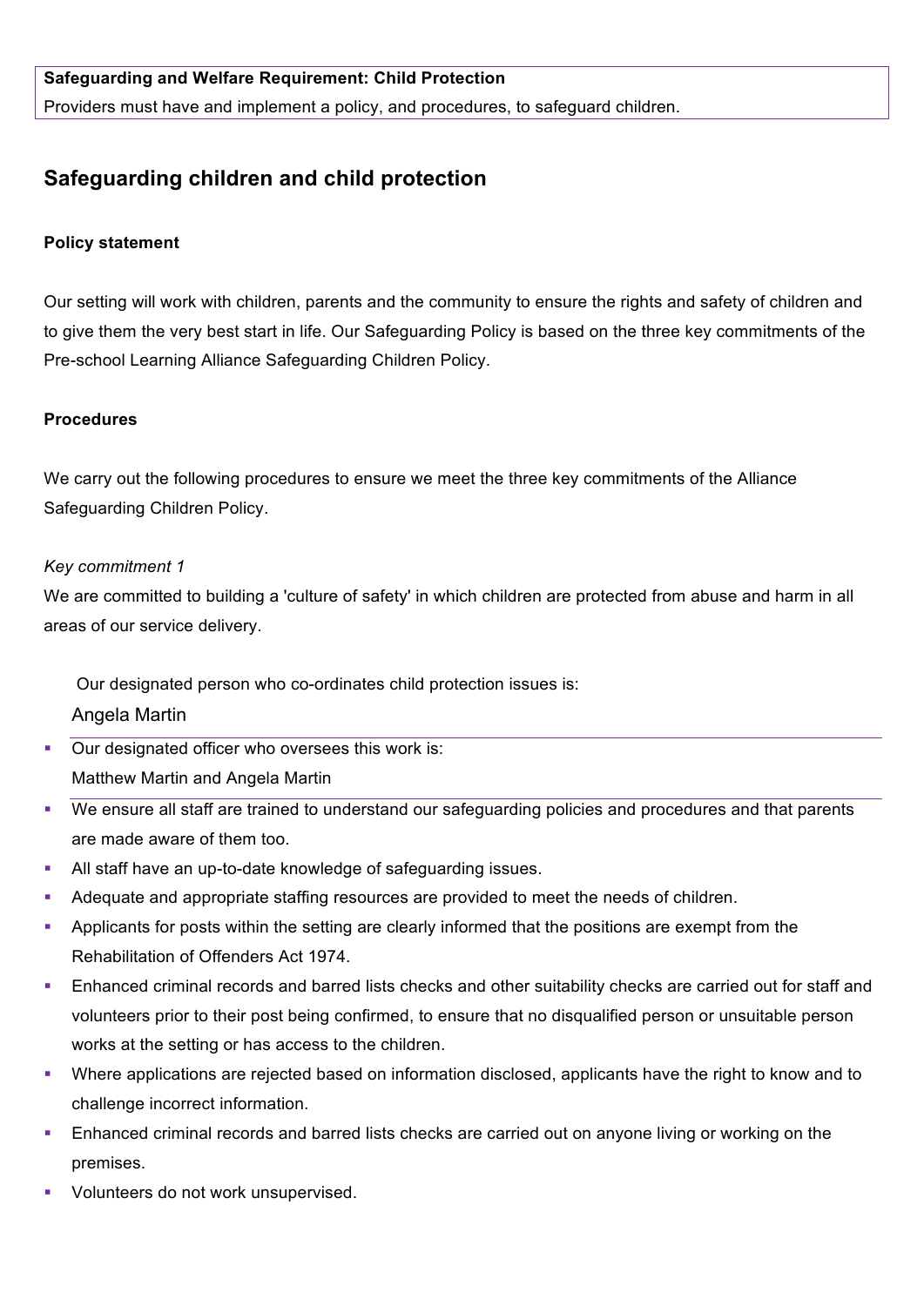**Safeguarding and Welfare Requirement: Child Protection**

Providers must have and implement a policy, and procedures, to safeguard children.

## Safeguarding children and child protection

**Policy statement**

Our setting will work with children, parents and the community to ensure the rights and safety of children and to give them the very best start in life. Our Safeguarding Policy is based on the three key commitments of the Pre-school Learning Alliance Safeguarding Children Policy.

**Procedures**

We carry out the following procedures to ensure we meet the three key commitments of the Alliance Safeguarding Children Policy.

*Key commitment 1*

We are committed to building a 'culture of safety' in which children are protected from abuse and harm in all areas of our service delivery.

Our designated person who co-ordinates child protection issues is:
Angela Martin

- Our designated officer who oversees this work is:
  Matthew Martin and Angela Martin
- We ensure all staff are trained to understand our safeguarding policies and procedures and that parents are made aware of them too.
- All staff have an up-to-date knowledge of safeguarding issues.
- Adequate and appropriate staffing resources are provided to meet the needs of children.
- Applicants for posts within the setting are clearly informed that the positions are exempt from the Rehabilitation of Offenders Act 1974.
- Enhanced criminal records and barred lists checks and other suitability checks are carried out for staff and volunteers prior to their post being confirmed, to ensure that no disqualified person or unsuitable person works at the setting or has access to the children.
- Where applications are rejected based on information disclosed, applicants have the right to know and to challenge incorrect information.
- Enhanced criminal records and barred lists checks are carried out on anyone living or working on the premises.
- Volunteers do not work unsupervised.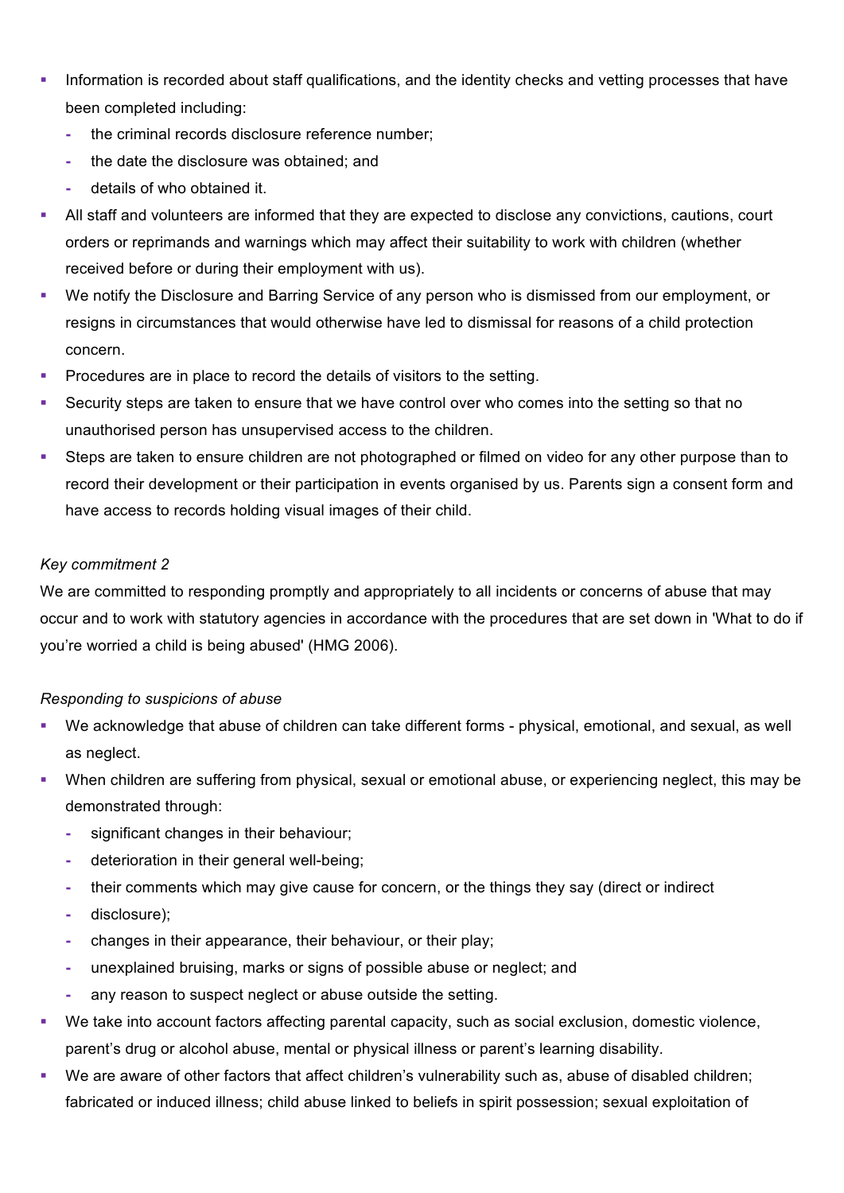- Information is recorded about staff qualifications, and the identity checks and vetting processes that have been completed including:
  - the criminal records disclosure reference number;
  - the date the disclosure was obtained; and
  - details of who obtained it.
- All staff and volunteers are informed that they are expected to disclose any convictions, cautions, court orders or reprimands and warnings which may affect their suitability to work with children (whether received before or during their employment with us).
- We notify the Disclosure and Barring Service of any person who is dismissed from our employment, or resigns in circumstances that would otherwise have led to dismissal for reasons of a child protection concern.
- Procedures are in place to record the details of visitors to the setting.
- Security steps are taken to ensure that we have control over who comes into the setting so that no unauthorised person has unsupervised access to the children.
- Steps are taken to ensure children are not photographed or filmed on video for any other purpose than to record their development or their participation in events organised by us. Parents sign a consent form and have access to records holding visual images of their child.

*Key commitment 2*

We are committed to responding promptly and appropriately to all incidents or concerns of abuse that may occur and to work with statutory agencies in accordance with the procedures that are set down in 'What to do if you're worried a child is being abused' (HMG 2006).

*Responding to suspicions of abuse*

- We acknowledge that abuse of children can take different forms - physical, emotional, and sexual, as well as neglect.
- When children are suffering from physical, sexual or emotional abuse, or experiencing neglect, this may be demonstrated through:
  - significant changes in their behaviour;
  - deterioration in their general well-being;
  - their comments which may give cause for concern, or the things they say (direct or indirect
  - disclosure);
  - changes in their appearance, their behaviour, or their play;
  - unexplained bruising, marks or signs of possible abuse or neglect; and
  - any reason to suspect neglect or abuse outside the setting.
- We take into account factors affecting parental capacity, such as social exclusion, domestic violence, parent's drug or alcohol abuse, mental or physical illness or parent's learning disability.
- We are aware of other factors that affect children's vulnerability such as, abuse of disabled children; fabricated or induced illness; child abuse linked to beliefs in spirit possession; sexual exploitation of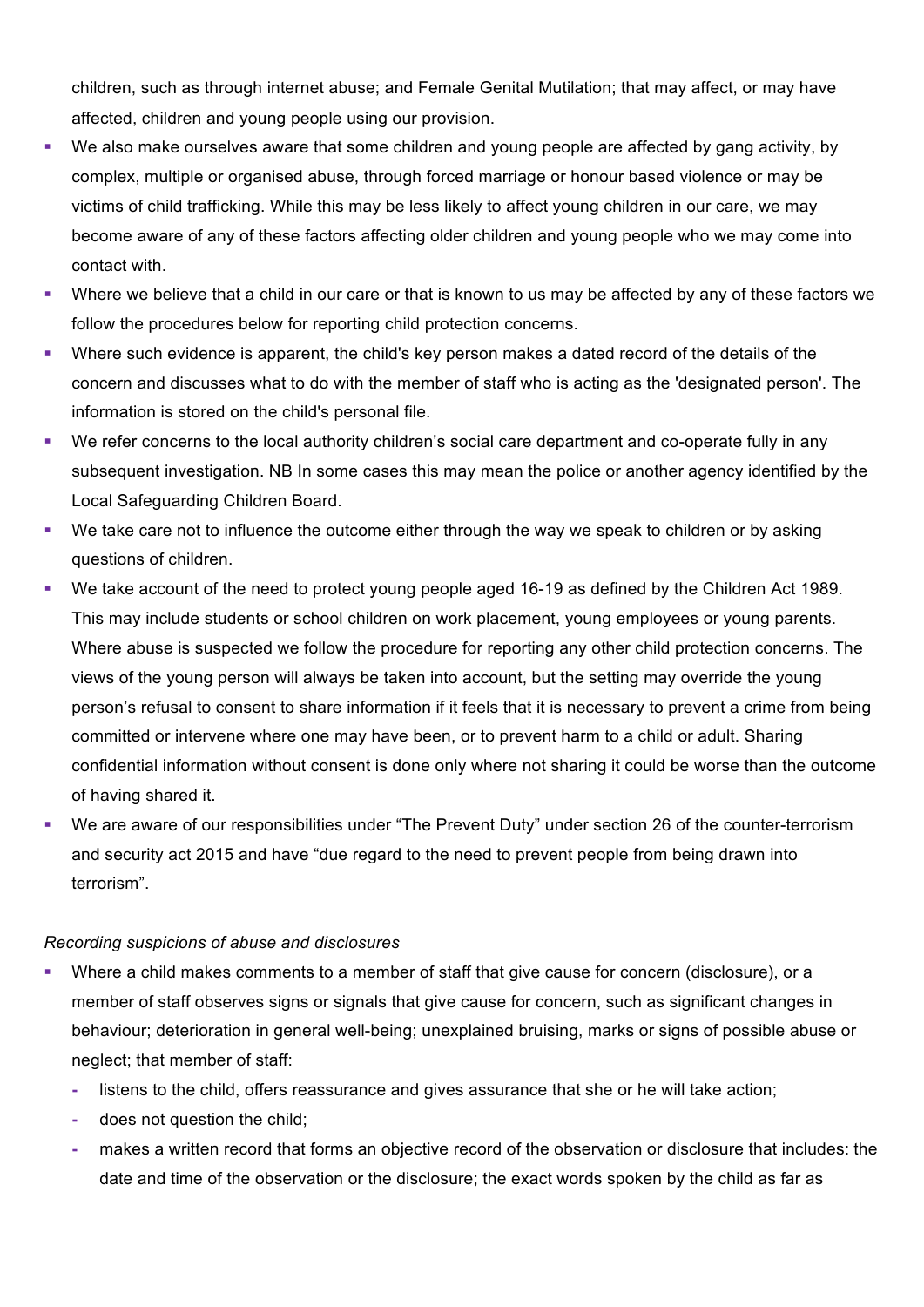children, such as through internet abuse; and Female Genital Mutilation; that may affect, or may have affected, children and young people using our provision.

- We also make ourselves aware that some children and young people are affected by gang activity, by complex, multiple or organised abuse, through forced marriage or honour based violence or may be victims of child trafficking. While this may be less likely to affect young children in our care, we may become aware of any of these factors affecting older children and young people who we may come into contact with.
- Where we believe that a child in our care or that is known to us may be affected by any of these factors we follow the procedures below for reporting child protection concerns.
- Where such evidence is apparent, the child's key person makes a dated record of the details of the concern and discusses what to do with the member of staff who is acting as the 'designated person'. The information is stored on the child's personal file.
- We refer concerns to the local authority children's social care department and co-operate fully in any subsequent investigation. NB In some cases this may mean the police or another agency identified by the Local Safeguarding Children Board.
- We take care not to influence the outcome either through the way we speak to children or by asking questions of children.
- We take account of the need to protect young people aged 16-19 as defined by the Children Act 1989. This may include students or school children on work placement, young employees or young parents. Where abuse is suspected we follow the procedure for reporting any other child protection concerns. The views of the young person will always be taken into account, but the setting may override the young person's refusal to consent to share information if it feels that it is necessary to prevent a crime from being committed or intervene where one may have been, or to prevent harm to a child or adult. Sharing confidential information without consent is done only where not sharing it could be worse than the outcome of having shared it.
- We are aware of our responsibilities under "The Prevent Duty" under section 26 of the counter-terrorism and security act 2015 and have "due regard to the need to prevent people from being drawn into terrorism".

*Recording suspicions of abuse and disclosures*

- Where a child makes comments to a member of staff that give cause for concern (disclosure), or a member of staff observes signs or signals that give cause for concern, such as significant changes in behaviour; deterioration in general well-being; unexplained bruising, marks or signs of possible abuse or neglect; that member of staff:
  - listens to the child, offers reassurance and gives assurance that she or he will take action;
  - does not question the child;
  - makes a written record that forms an objective record of the observation or disclosure that includes: the date and time of the observation or the disclosure; the exact words spoken by the child as far as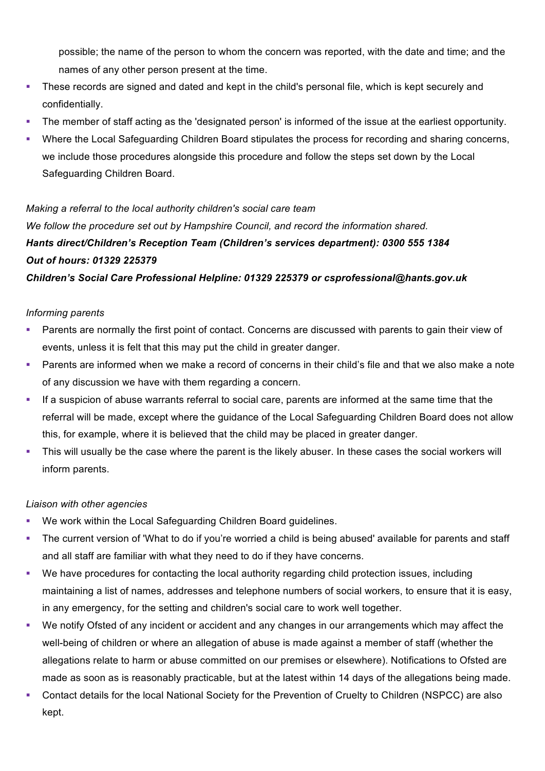possible; the name of the person to whom the concern was reported, with the date and time; and the names of any other person present at the time.

- These records are signed and dated and kept in the child's personal file, which is kept securely and confidentially.
- The member of staff acting as the 'designated person' is informed of the issue at the earliest opportunity.
- Where the Local Safeguarding Children Board stipulates the process for recording and sharing concerns, we include those procedures alongside this procedure and follow the steps set down by the Local Safeguarding Children Board.

*Making a referral to the local authority children's social care team*

*We follow the procedure set out by Hampshire Council, and record the information shared.*

***Hants direct/Children's Reception Team (Children's services department): 0300 555 1384***

***Out of hours: 01329 225379***

***Children's Social Care Professional Helpline: 01329 225379 or csprofessional@hants.gov.uk***

*Informing parents*

- Parents are normally the first point of contact. Concerns are discussed with parents to gain their view of events, unless it is felt that this may put the child in greater danger.
- Parents are informed when we make a record of concerns in their child's file and that we also make a note of any discussion we have with them regarding a concern.
- If a suspicion of abuse warrants referral to social care, parents are informed at the same time that the referral will be made, except where the guidance of the Local Safeguarding Children Board does not allow this, for example, where it is believed that the child may be placed in greater danger.
- This will usually be the case where the parent is the likely abuser. In these cases the social workers will inform parents.

*Liaison with other agencies*

- We work within the Local Safeguarding Children Board guidelines.
- The current version of 'What to do if you're worried a child is being abused' available for parents and staff and all staff are familiar with what they need to do if they have concerns.
- We have procedures for contacting the local authority regarding child protection issues, including maintaining a list of names, addresses and telephone numbers of social workers, to ensure that it is easy, in any emergency, for the setting and children's social care to work well together.
- We notify Ofsted of any incident or accident and any changes in our arrangements which may affect the well-being of children or where an allegation of abuse is made against a member of staff (whether the allegations relate to harm or abuse committed on our premises or elsewhere). Notifications to Ofsted are made as soon as is reasonably practicable, but at the latest within 14 days of the allegations being made.
- Contact details for the local National Society for the Prevention of Cruelty to Children (NSPCC) are also kept.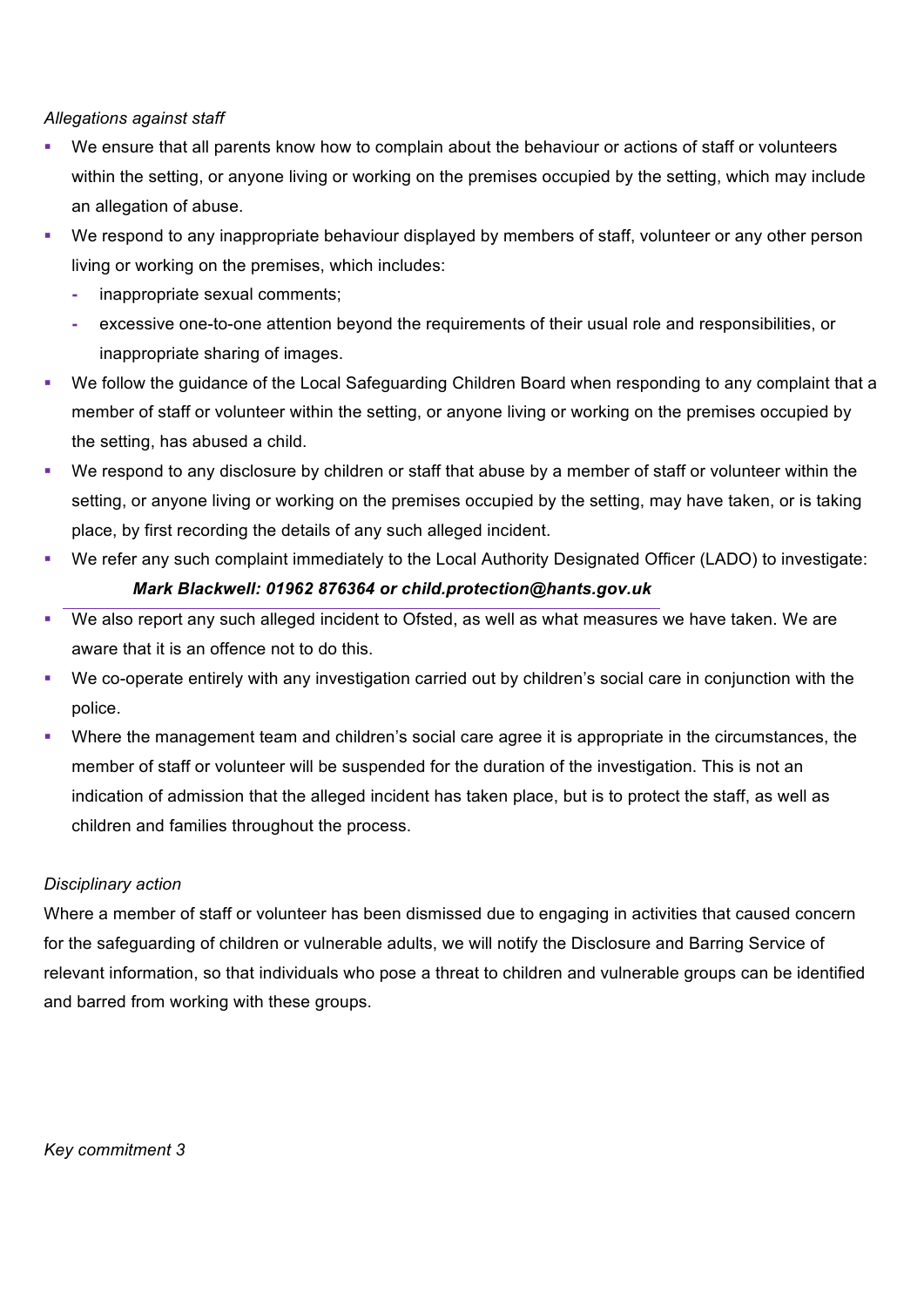*Allegations against staff*

- We ensure that all parents know how to complain about the behaviour or actions of staff or volunteers within the setting, or anyone living or working on the premises occupied by the setting, which may include an allegation of abuse.
- We respond to any inappropriate behaviour displayed by members of staff, volunteer or any other person living or working on the premises, which includes:
  - inappropriate sexual comments;
  - excessive one-to-one attention beyond the requirements of their usual role and responsibilities, or inappropriate sharing of images.
- We follow the guidance of the Local Safeguarding Children Board when responding to any complaint that a member of staff or volunteer within the setting, or anyone living or working on the premises occupied by the setting, has abused a child.
- We respond to any disclosure by children or staff that abuse by a member of staff or volunteer within the setting, or anyone living or working on the premises occupied by the setting, may have taken, or is taking place, by first recording the details of any such alleged incident.
- We refer any such complaint immediately to the Local Authority Designated Officer (LADO) to investigate:

  ***Mark Blackwell: 01962 876364 or child.protection@hants.gov.uk***

- We also report any such alleged incident to Ofsted, as well as what measures we have taken. We are aware that it is an offence not to do this.
- We co-operate entirely with any investigation carried out by children's social care in conjunction with the police.
- Where the management team and children's social care agree it is appropriate in the circumstances, the member of staff or volunteer will be suspended for the duration of the investigation. This is not an indication of admission that the alleged incident has taken place, but is to protect the staff, as well as children and families throughout the process.

*Disciplinary action*

Where a member of staff or volunteer has been dismissed due to engaging in activities that caused concern for the safeguarding of children or vulnerable adults, we will notify the Disclosure and Barring Service of relevant information, so that individuals who pose a threat to children and vulnerable groups can be identified and barred from working with these groups.

*Key commitment 3*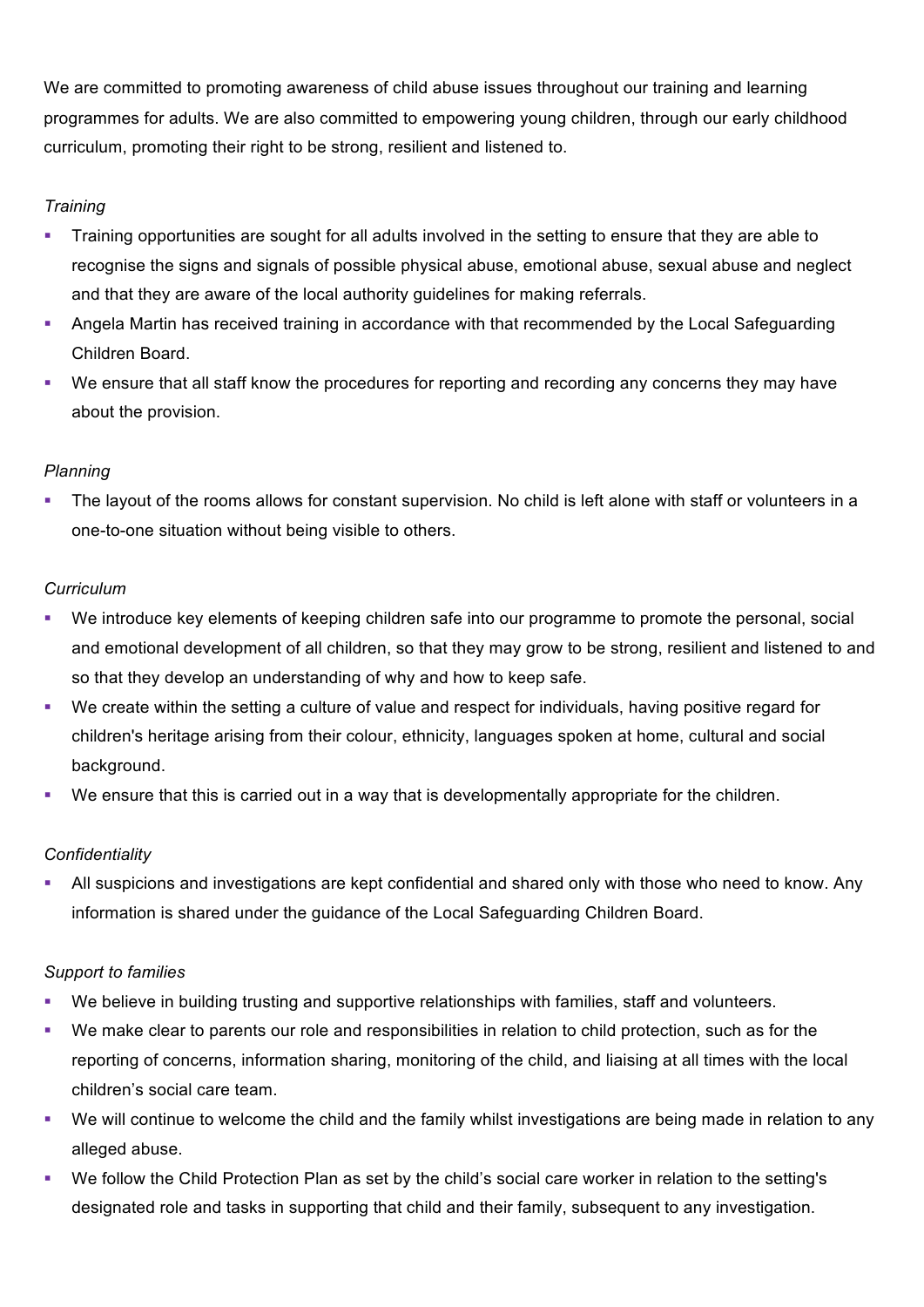We are committed to promoting awareness of child abuse issues throughout our training and learning programmes for adults. We are also committed to empowering young children, through our early childhood curriculum, promoting their right to be strong, resilient and listened to.

*Training*

- Training opportunities are sought for all adults involved in the setting to ensure that they are able to recognise the signs and signals of possible physical abuse, emotional abuse, sexual abuse and neglect and that they are aware of the local authority guidelines for making referrals.
- Angela Martin has received training in accordance with that recommended by the Local Safeguarding Children Board.
- We ensure that all staff know the procedures for reporting and recording any concerns they may have about the provision.

*Planning*

- The layout of the rooms allows for constant supervision. No child is left alone with staff or volunteers in a one-to-one situation without being visible to others.

*Curriculum*

- We introduce key elements of keeping children safe into our programme to promote the personal, social and emotional development of all children, so that they may grow to be strong, resilient and listened to and so that they develop an understanding of why and how to keep safe.
- We create within the setting a culture of value and respect for individuals, having positive regard for children's heritage arising from their colour, ethnicity, languages spoken at home, cultural and social background.
- We ensure that this is carried out in a way that is developmentally appropriate for the children.

*Confidentiality*

- All suspicions and investigations are kept confidential and shared only with those who need to know. Any information is shared under the guidance of the Local Safeguarding Children Board.

*Support to families*

- We believe in building trusting and supportive relationships with families, staff and volunteers.
- We make clear to parents our role and responsibilities in relation to child protection, such as for the reporting of concerns, information sharing, monitoring of the child, and liaising at all times with the local children's social care team.
- We will continue to welcome the child and the family whilst investigations are being made in relation to any alleged abuse.
- We follow the Child Protection Plan as set by the child's social care worker in relation to the setting's designated role and tasks in supporting that child and their family, subsequent to any investigation.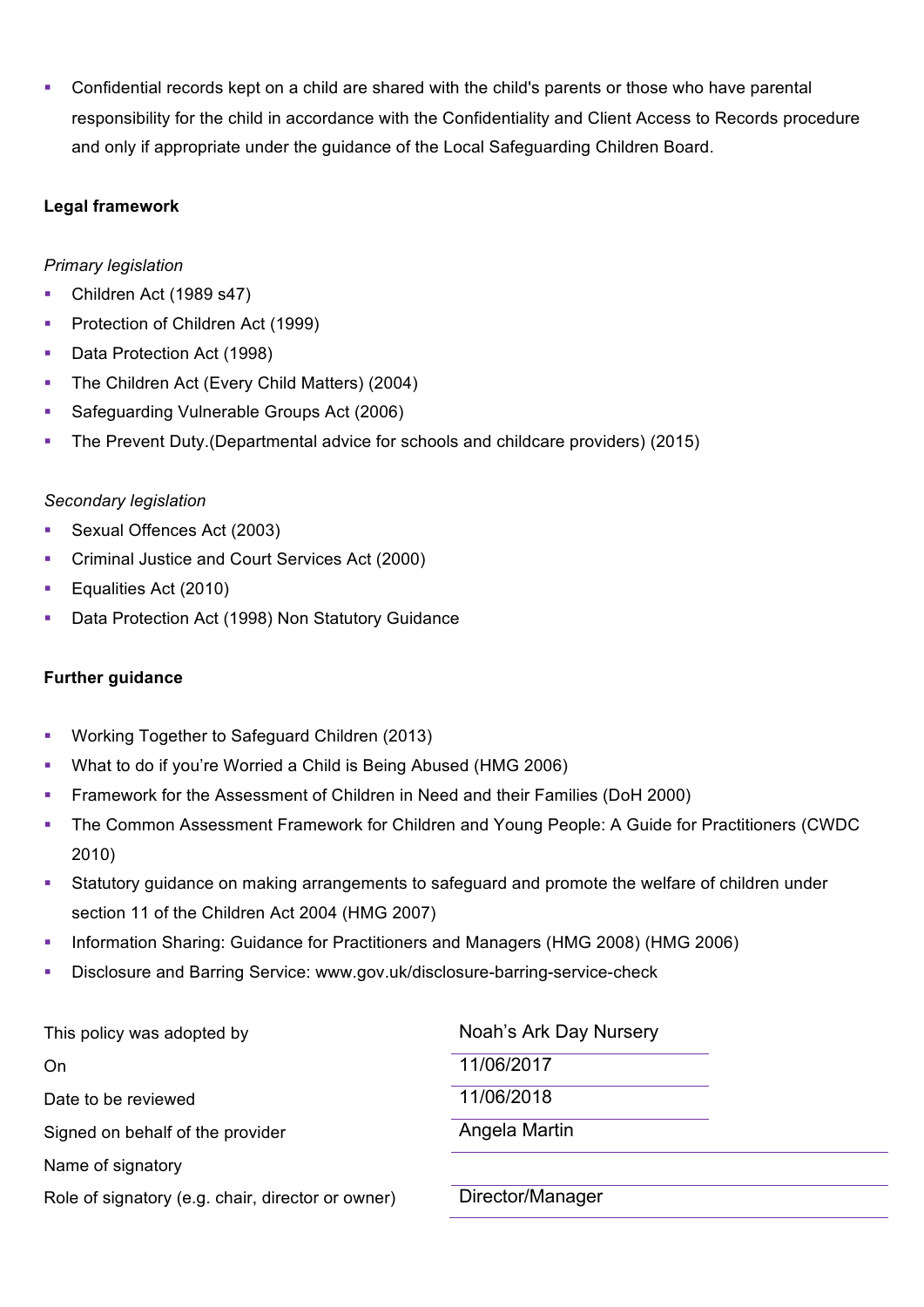- Confidential records kept on a child are shared with the child's parents or those who have parental responsibility for the child in accordance with the Confidentiality and Client Access to Records procedure and only if appropriate under the guidance of the Local Safeguarding Children Board.

**Legal framework**

*Primary legislation*

- Children Act (1989 s47)
- Protection of Children Act (1999)
- Data Protection Act (1998)
- The Children Act (Every Child Matters) (2004)
- Safeguarding Vulnerable Groups Act (2006)
- The Prevent Duty.(Departmental advice for schools and childcare providers) (2015)

*Secondary legislation*

- Sexual Offences Act (2003)
- Criminal Justice and Court Services Act (2000)
- Equalities Act (2010)
- Data Protection Act (1998) Non Statutory Guidance

**Further guidance**

- Working Together to Safeguard Children (2013)
- What to do if you're Worried a Child is Being Abused (HMG 2006)
- Framework for the Assessment of Children in Need and their Families (DoH 2000)
- The Common Assessment Framework for Children and Young People: A Guide for Practitioners (CWDC 2010)
- Statutory guidance on making arrangements to safeguard and promote the welfare of children under section 11 of the Children Act 2004 (HMG 2007)
- Information Sharing: Guidance for Practitioners and Managers (HMG 2008) (HMG 2006)
- Disclosure and Barring Service: www.gov.uk/disclosure-barring-service-check

| | |
|---|---|
| This policy was adopted by | Noah's Ark Day Nursery |
| On | 11/06/2017 |
| Date to be reviewed | 11/06/2018 |
| Signed on behalf of the provider | Angela Martin |
| Name of signatory | |
| Role of signatory (e.g. chair, director or owner) | Director/Manager |